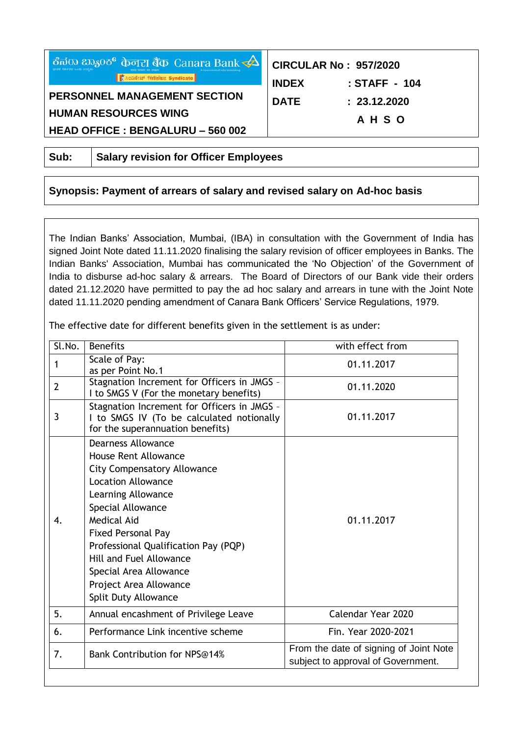ಕೆನರಾ ಬ್ಯಾಂಕ್ केनरा बैंक Canara Bank

Syndicate

**PERSONNEL MANAGEMENT SECTION**
**HUMAN RESOURCES WING**
**HEAD OFFICE : BENGALURU – 560 002**

**CIRCULAR No : 957/2020**
**INDEX : STAFF - 104**
**DATE : 23.12.2020**
**A H S O**

**Sub: Salary revision for Officer Employees**

**Synopsis: Payment of arrears of salary and revised salary on Ad-hoc basis**

The Indian Banks' Association, Mumbai, (IBA) in consultation with the Government of India has signed Joint Note dated 11.11.2020 finalising the salary revision of officer employees in Banks. The Indian Banks' Association, Mumbai has communicated the 'No Objection' of the Government of India to disburse ad-hoc salary & arrears. The Board of Directors of our Bank vide their orders dated 21.12.2020 have permitted to pay the ad hoc salary and arrears in tune with the Joint Note dated 11.11.2020 pending amendment of Canara Bank Officers' Service Regulations, 1979.

The effective date for different benefits given in the settlement is as under:

| Sl.No. | Benefits | with effect from |
|---|---|---|
| 1 | Scale of Pay:<br>as per Point No.1 | 01.11.2017 |
| 2 | Stagnation Increment for Officers in JMGS - I to SMGS V (For the monetary benefits) | 01.11.2020 |
| 3 | Stagnation Increment for Officers in JMGS - I to SMGS IV (To be calculated notionally for the superannuation benefits) | 01.11.2017 |
| 4. | Dearness Allowance<br>House Rent Allowance<br>City Compensatory Allowance<br>Location Allowance<br>Learning Allowance<br>Special Allowance<br>Medical Aid<br>Fixed Personal Pay<br>Professional Qualification Pay (PQP)<br>Hill and Fuel Allowance<br>Special Area Allowance<br>Project Area Allowance<br>Split Duty Allowance | 01.11.2017 |
| 5. | Annual encashment of Privilege Leave | Calendar Year 2020 |
| 6. | Performance Link incentive scheme | Fin. Year 2020-2021 |
| 7. | Bank Contribution for NPS@14% | From the date of signing of Joint Note subject to approval of Government. |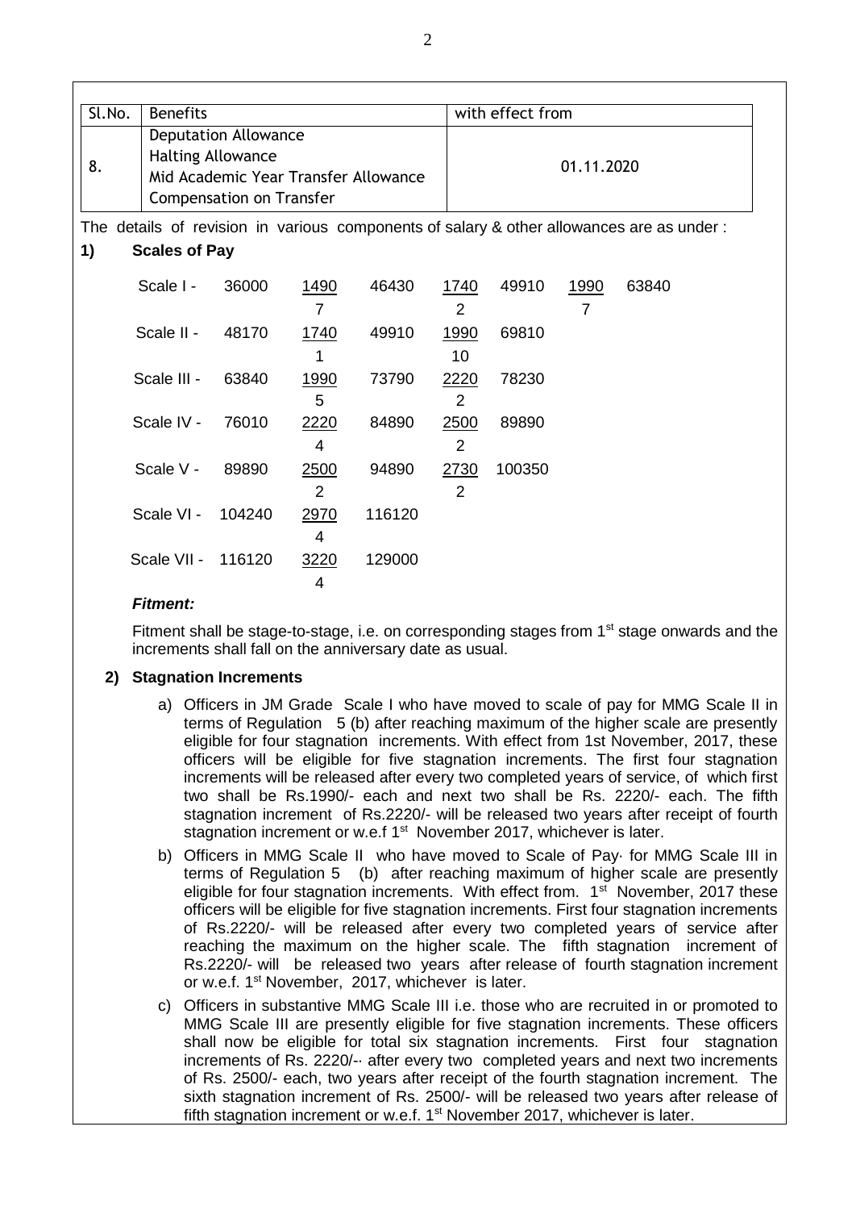| Sl.No. | Benefits | with effect from |
|---|---|---|
| 8. | Deputation Allowance<br>Halting Allowance<br>Mid Academic Year Transfer Allowance<br>Compensation on Transfer | 01.11.2020 |

The details of revision in various components of salary & other allowances are as under :

**1) Scales of Pay**

| | | | | | | | | |
|---|---|---|---|---|---|---|---|---|
| Scale I - | 36000 | 1490<br>7 | 46430 | 1740<br>2 | 49910 | 1990<br>7 | 63840 |
| Scale II - | 48170 | 1740<br>1 | 49910 | 1990<br>10 | 69810 | | |
| Scale III - | 63840 | 1990<br>5 | 73790 | 2220<br>2 | 78230 | | |
| Scale IV - | 76010 | 2220<br>4 | 84890 | 2500<br>2 | 89890 | | |
| Scale V - | 89890 | 2500<br>2 | 94890 | 2730<br>2 | 100350 | | |
| Scale VI - | 104240 | 2970<br>4 | 116120 | | | | |
| Scale VII - | 116120 | 3220<br>4 | 129000 | | | | |

***Fitment:***

Fitment shall be stage-to-stage, i.e. on corresponding stages from 1st stage onwards and the increments shall fall on the anniversary date as usual.

**2) Stagnation Increments**

a) Officers in JM Grade Scale I who have moved to scale of pay for MMG Scale II in terms of Regulation 5 (b) after reaching maximum of the higher scale are presently eligible for four stagnation increments. With effect from 1st November, 2017, these officers will be eligible for five stagnation increments. The first four stagnation increments will be released after every two completed years of service, of which first two shall be Rs.1990/- each and next two shall be Rs. 2220/- each. The fifth stagnation increment of Rs.2220/- will be released two years after receipt of fourth stagnation increment or w.e.f 1st November 2017, whichever is later.

b) Officers in MMG Scale II who have moved to Scale of Pay· for MMG Scale III in terms of Regulation 5 (b) after reaching maximum of higher scale are presently eligible for four stagnation increments. With effect from. 1st November, 2017 these officers will be eligible for five stagnation increments. First four stagnation increments of Rs.2220/- will be released after every two completed years of service after reaching the maximum on the higher scale. The fifth stagnation increment of Rs.2220/- will be released two years after release of fourth stagnation increment or w.e.f. 1st November, 2017, whichever is later.

c) Officers in substantive MMG Scale III i.e. those who are recruited in or promoted to MMG Scale III are presently eligible for five stagnation increments. These officers shall now be eligible for total six stagnation increments. First four stagnation increments of Rs. 2220/-· after every two completed years and next two increments of Rs. 2500/- each, two years after receipt of the fourth stagnation increment. The sixth stagnation increment of Rs. 2500/- will be released two years after release of fifth stagnation increment or w.e.f. 1st November 2017, whichever is later.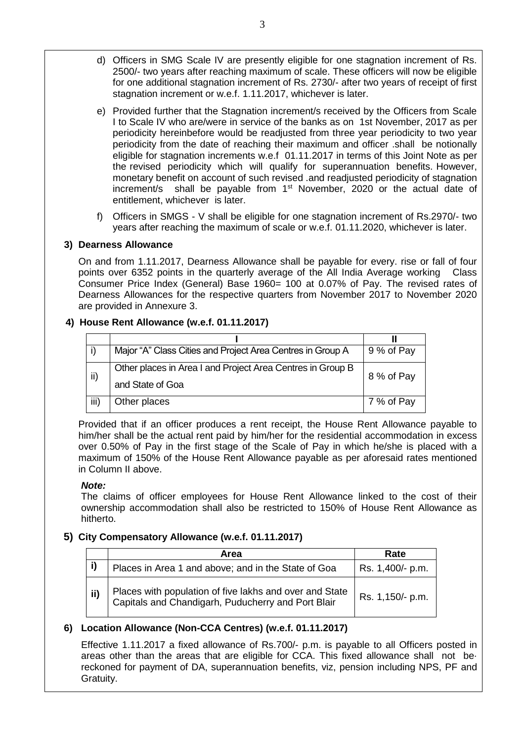d) Officers in SMG Scale IV are presently eligible for one stagnation increment of Rs. 2500/- two years after reaching maximum of scale. These officers will now be eligible for one additional stagnation increment of Rs. 2730/- after two years of receipt of first stagnation increment or w.e.f. 1.11.2017, whichever is later.

e) Provided further that the Stagnation increment/s received by the Officers from Scale I to Scale IV who are/were in service of the banks as on 1st November, 2017 as per periodicity hereinbefore would be readjusted from three year periodicity to two year periodicity from the date of reaching their maximum and officer .shall be notionally eligible for stagnation increments w.e.f 01.11.2017 in terms of this Joint Note as per the revised periodicity which will qualify for superannuation benefits. However, monetary benefit on account of such revised .and readjusted periodicity of stagnation increment/s shall be payable from 1st November, 2020 or the actual date of entitlement, whichever is later.

f) Officers in SMGS - V shall be eligible for one stagnation increment of Rs.2970/- two years after reaching the maximum of scale or w.e.f. 01.11.2020, whichever is later.

### 3) Dearness Allowance

On and from 1.11.2017, Dearness Allowance shall be payable for every. rise or fall of four points over 6352 points in the quarterly average of the All India Average working Class Consumer Price Index (General) Base 1960= 100 at 0.07% of Pay. The revised rates of Dearness Allowances for the respective quarters from November 2017 to November 2020 are provided in Annexure 3.

### 4) House Rent Allowance (w.e.f. 01.11.2017)

| | I | II |
|---|---|---|
| i) | Major "A" Class Cities and Project Area Centres in Group A | 9 % of Pay |
| ii) | Other places in Area I and Project Area Centres in Group B and State of Goa | 8 % of Pay |
| iii) | Other places | 7 % of Pay |

Provided that if an officer produces a rent receipt, the House Rent Allowance payable to him/her shall be the actual rent paid by him/her for the residential accommodation in excess over 0.50% of Pay in the first stage of the Scale of Pay in which he/she is placed with a maximum of 150% of the House Rent Allowance payable as per aforesaid rates mentioned in Column II above.

***Note:***
The claims of officer employees for House Rent Allowance linked to the cost of their ownership accommodation shall also be restricted to 150% of House Rent Allowance as hitherto.

### 5) City Compensatory Allowance (w.e.f. 01.11.2017)

| | Area | Rate |
|---|---|---|
| i) | Places in Area 1 and above; and in the State of Goa | Rs. 1,400/- p.m. |
| ii) | Places with population of five lakhs and over and State Capitals and Chandigarh, Puducherry and Port Blair | Rs. 1,150/- p.m. |

### 6) Location Allowance (Non-CCA Centres) (w.e.f. 01.11.2017)

Effective 1.11.2017 a fixed allowance of Rs.700/- p.m. is payable to all Officers posted in areas other than the areas that are eligible for CCA. This fixed allowance shall not be reckoned for payment of DA, superannuation benefits, viz, pension including NPS, PF and Gratuity.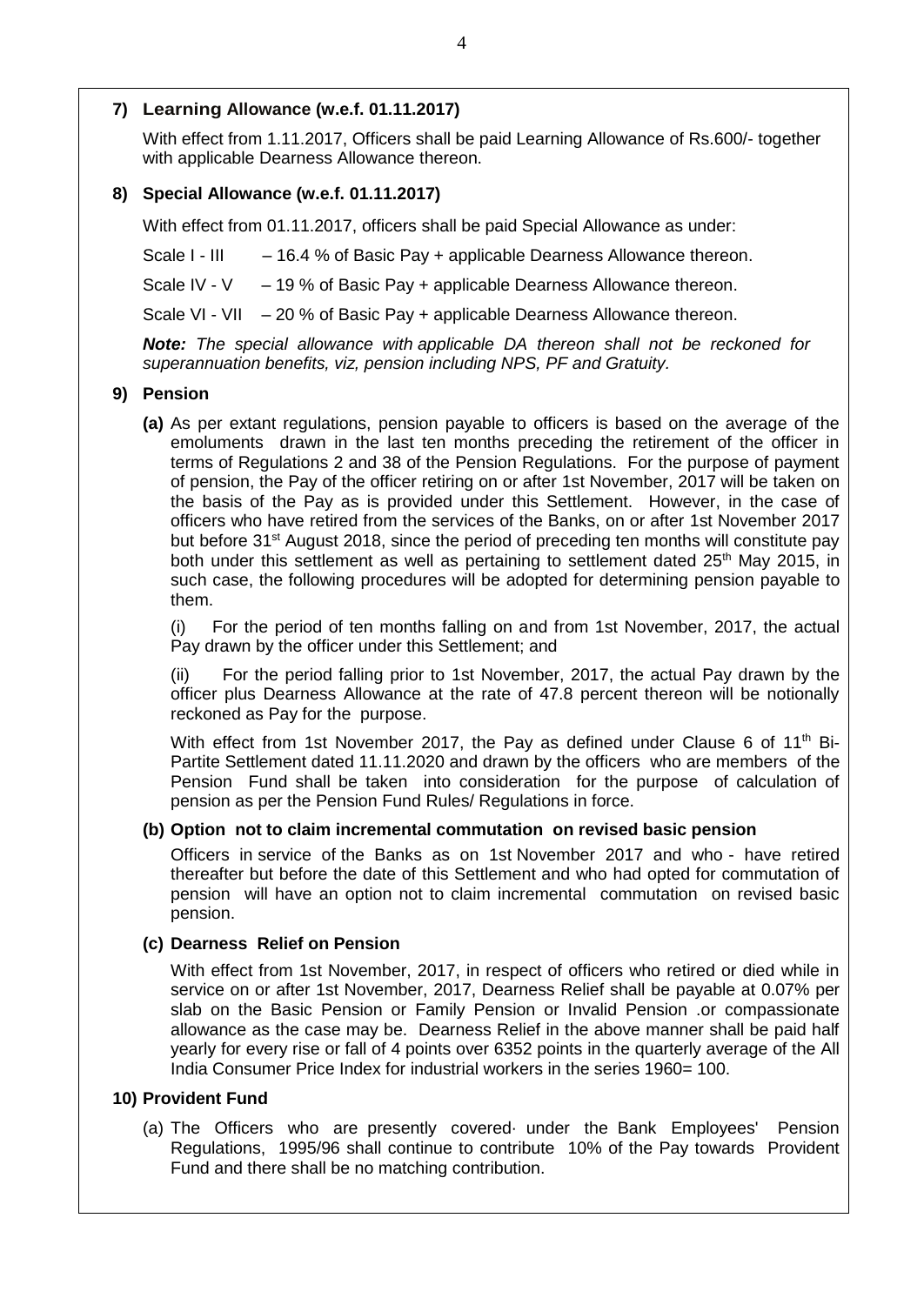## 7) Learning Allowance (w.e.f. 01.11.2017)

With effect from 1.11.2017, Officers shall be paid Learning Allowance of Rs.600/- together with applicable Dearness Allowance thereon.

## 8) Special Allowance (w.e.f. 01.11.2017)

With effect from 01.11.2017, officers shall be paid Special Allowance as under:

Scale I - III – 16.4 % of Basic Pay + applicable Dearness Allowance thereon.

Scale IV - V – 19 % of Basic Pay + applicable Dearness Allowance thereon.

Scale VI - VII – 20 % of Basic Pay + applicable Dearness Allowance thereon.

***Note:*** *The special allowance with applicable DA thereon shall not be reckoned for superannuation benefits, viz, pension including NPS, PF and Gratuity.*

## 9) Pension

**(a)** As per extant regulations, pension payable to officers is based on the average of the emoluments drawn in the last ten months preceding the retirement of the officer in terms of Regulations 2 and 38 of the Pension Regulations. For the purpose of payment of pension, the Pay of the officer retiring on or after 1st November, 2017 will be taken on the basis of the Pay as is provided under this Settlement. However, in the case of officers who have retired from the services of the Banks, on or after 1st November 2017 but before 31st August 2018, since the period of preceding ten months will constitute pay both under this settlement as well as pertaining to settlement dated 25th May 2015, in such case, the following procedures will be adopted for determining pension payable to them.

(i) For the period of ten months falling on and from 1st November, 2017, the actual Pay drawn by the officer under this Settlement; and

(ii) For the period falling prior to 1st November, 2017, the actual Pay drawn by the officer plus Dearness Allowance at the rate of 47.8 percent thereon will be notionally reckoned as Pay for the purpose.

With effect from 1st November 2017, the Pay as defined under Clause 6 of 11th Bi-Partite Settlement dated 11.11.2020 and drawn by the officers who are members of the Pension Fund shall be taken into consideration for the purpose of calculation of pension as per the Pension Fund Rules/ Regulations in force.

**(b) Option not to claim incremental commutation on revised basic pension**

Officers in service of the Banks as on 1st November 2017 and who - have retired thereafter but before the date of this Settlement and who had opted for commutation of pension will have an option not to claim incremental commutation on revised basic pension.

**(c) Dearness Relief on Pension**

With effect from 1st November, 2017, in respect of officers who retired or died while in service on or after 1st November, 2017, Dearness Relief shall be payable at 0.07% per slab on the Basic Pension or Family Pension or Invalid Pension .or compassionate allowance as the case may be. Dearness Relief in the above manner shall be paid half yearly for every rise or fall of 4 points over 6352 points in the quarterly average of the All India Consumer Price Index for industrial workers in the series 1960= 100.

## 10) Provident Fund

(a) The Officers who are presently covered· under the Bank Employees' Pension Regulations, 1995/96 shall continue to contribute 10% of the Pay towards Provident Fund and there shall be no matching contribution.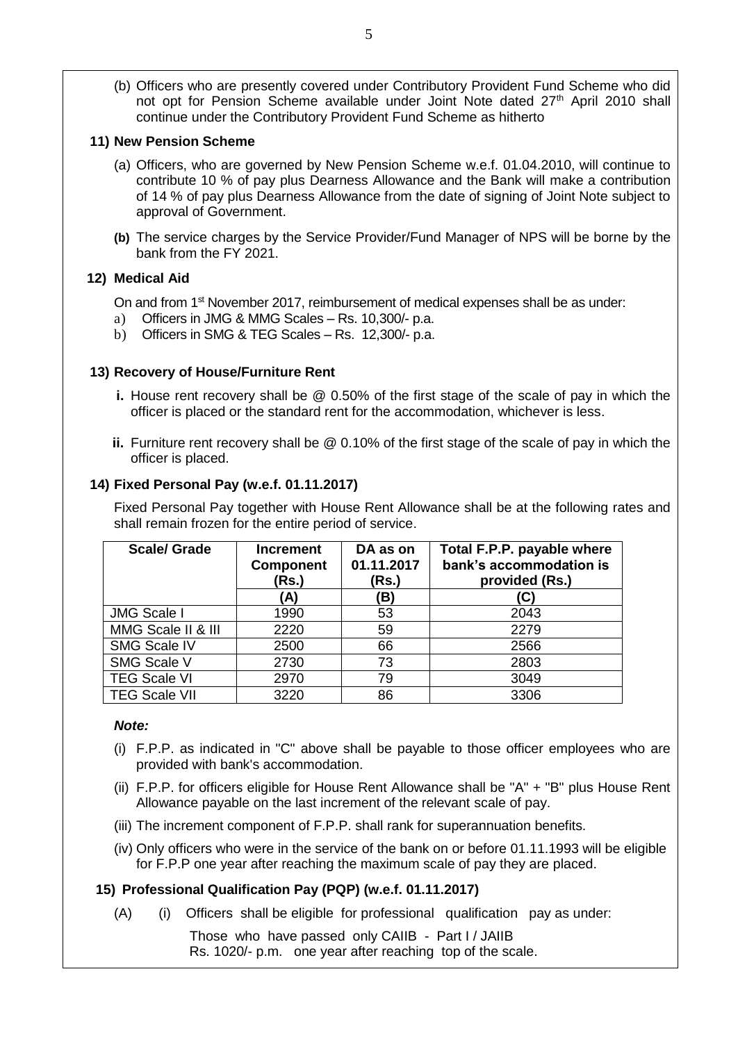(b) Officers who are presently covered under Contributory Provident Fund Scheme who did not opt for Pension Scheme available under Joint Note dated 27th April 2010 shall continue under the Contributory Provident Fund Scheme as hitherto

**11) New Pension Scheme**

(a) Officers, who are governed by New Pension Scheme w.e.f. 01.04.2010, will continue to contribute 10 % of pay plus Dearness Allowance and the Bank will make a contribution of 14 % of pay plus Dearness Allowance from the date of signing of Joint Note subject to approval of Government.

**(b)** The service charges by the Service Provider/Fund Manager of NPS will be borne by the bank from the FY 2021.

**12) Medical Aid**

On and from 1st November 2017, reimbursement of medical expenses shall be as under:

a) Officers in JMG & MMG Scales – Rs. 10,300/- p.a.
b) Officers in SMG & TEG Scales – Rs. 12,300/- p.a.

**13) Recovery of House/Furniture Rent**

**i.** House rent recovery shall be @ 0.50% of the first stage of the scale of pay in which the officer is placed or the standard rent for the accommodation, whichever is less.

**ii.** Furniture rent recovery shall be @ 0.10% of the first stage of the scale of pay in which the officer is placed.

**14) Fixed Personal Pay (w.e.f. 01.11.2017)**

Fixed Personal Pay together with House Rent Allowance shall be at the following rates and shall remain frozen for the entire period of service.

| Scale/ Grade | Increment Component (Rs.) | DA as on 01.11.2017 (Rs.) | Total F.P.P. payable where bank's accommodation is provided (Rs.) |
|---|---|---|---|
| | (A) | (B) | (C) |
| JMG Scale I | 1990 | 53 | 2043 |
| MMG Scale II & III | 2220 | 59 | 2279 |
| SMG Scale IV | 2500 | 66 | 2566 |
| SMG Scale V | 2730 | 73 | 2803 |
| TEG Scale VI | 2970 | 79 | 3049 |
| TEG Scale VII | 3220 | 86 | 3306 |

***Note:***

(i) F.P.P. as indicated in "C" above shall be payable to those officer employees who are provided with bank's accommodation.

(ii) F.P.P. for officers eligible for House Rent Allowance shall be "A" + "B" plus House Rent Allowance payable on the last increment of the relevant scale of pay.

(iii) The increment component of F.P.P. shall rank for superannuation benefits.

(iv) Only officers who were in the service of the bank on or before 01.11.1993 will be eligible for F.P.P one year after reaching the maximum scale of pay they are placed.

**15) Professional Qualification Pay (PQP) (w.e.f. 01.11.2017)**

(A) (i) Officers shall be eligible for professional qualification pay as under:

Those who have passed only CAIIB - Part I / JAIIB
Rs. 1020/- p.m. one year after reaching top of the scale.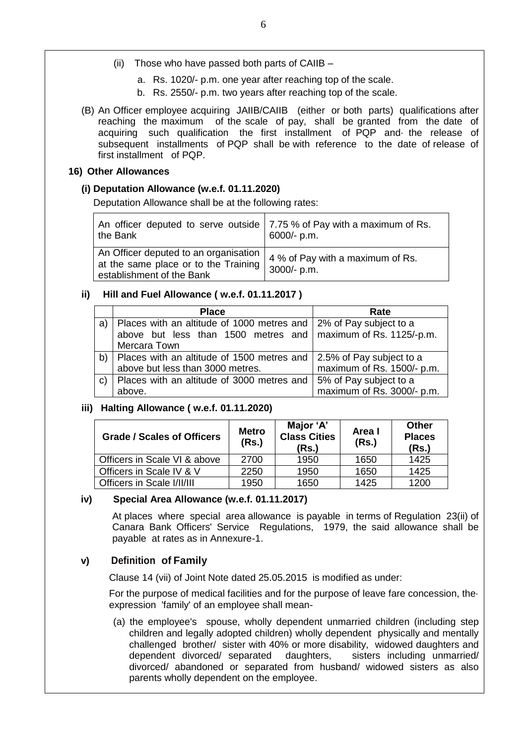(ii) Those who have passed both parts of CAIIB –

a. Rs. 1020/- p.m. one year after reaching top of the scale.
b. Rs. 2550/- p.m. two years after reaching top of the scale.

(B) An Officer employee acquiring JAIIB/CAIIB (either or both parts) qualifications after reaching the maximum of the scale of pay, shall be granted from the date of acquiring such qualification the first installment of PQP and· the release of subsequent installments of PQP shall be with reference to the date of release of first installment of PQP.

**16) Other Allowances**

**(i) Deputation Allowance (w.e.f. 01.11.2020)**

Deputation Allowance shall be at the following rates:

| | |
|---|---|
| An officer deputed to serve outside the Bank | 7.75 % of Pay with a maximum of Rs. 6000/- p.m. |
| An Officer deputed to an organisation at the same place or to the Training establishment of the Bank | 4 % of Pay with a maximum of Rs. 3000/- p.m. |

**ii) Hill and Fuel Allowance ( w.e.f. 01.11.2017 )**

| | Place | Rate |
|---|---|---|
| a) | Places with an altitude of 1000 metres and above but less than 1500 metres and Mercara Town | 2% of Pay subject to a maximum of Rs. 1125/-p.m. |
| b) | Places with an altitude of 1500 metres and above but less than 3000 metres. | 2.5% of Pay subject to a maximum of Rs. 1500/- p.m. |
| c) | Places with an altitude of 3000 metres and above. | 5% of Pay subject to a maximum of Rs. 3000/- p.m. |

**iii) Halting Allowance ( w.e.f. 01.11.2020)**

| Grade / Scales of Officers | Metro (Rs.) | Major 'A' Class Cities (Rs.) | Area I (Rs.) | Other Places (Rs.) |
|---|---|---|---|---|
| Officers in Scale VI & above | 2700 | 1950 | 1650 | 1425 |
| Officers in Scale IV & V | 2250 | 1950 | 1650 | 1425 |
| Officers in Scale I/II/III | 1950 | 1650 | 1425 | 1200 |

**iv) Special Area Allowance (w.e.f. 01.11.2017)**

At places where special area allowance is payable in terms of Regulation 23(ii) of Canara Bank Officers' Service Regulations, 1979, the said allowance shall be payable at rates as in Annexure-1.

**v) Definition of Family**

Clause 14 (vii) of Joint Note dated 25.05.2015 is modified as under:

For the purpose of medical facilities and for the purpose of leave fare concession, the· expression 'family' of an employee shall mean-

(a) the employee's spouse, wholly dependent unmarried children (including step children and legally adopted children) wholly dependent physically and mentally challenged brother/ sister with 40% or more disability, widowed daughters and dependent divorced/ separated daughters, sisters including unmarried/ divorced/ abandoned or separated from husband/ widowed sisters as also parents wholly dependent on the employee.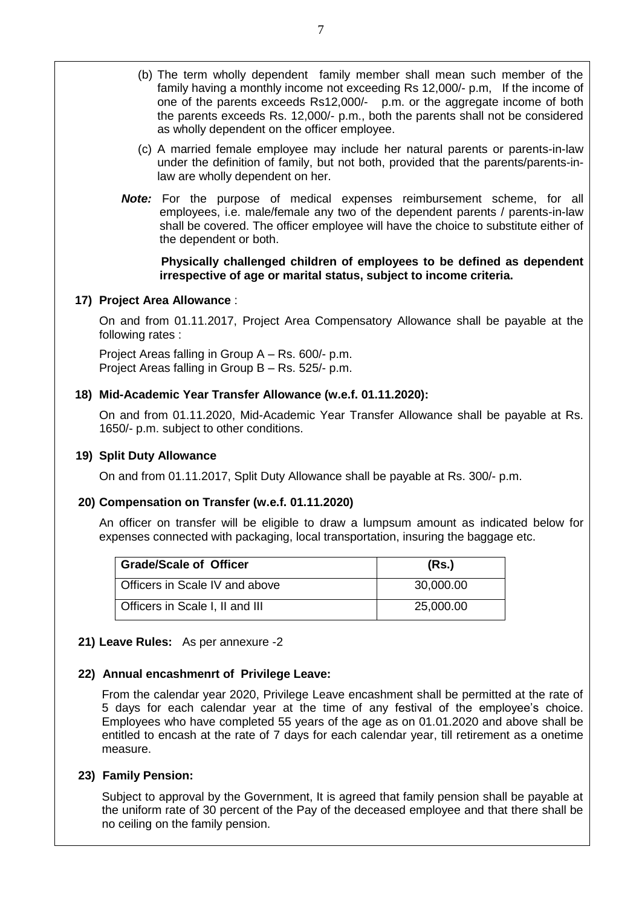(b) The term wholly dependent family member shall mean such member of the family having a monthly income not exceeding Rs 12,000/- p.m, If the income of one of the parents exceeds Rs12,000/- p.m. or the aggregate income of both the parents exceeds Rs. 12,000/- p.m., both the parents shall not be considered as wholly dependent on the officer employee.

(c) A married female employee may include her natural parents or parents-in-law under the definition of family, but not both, provided that the parents/parents-in-law are wholly dependent on her.

***Note:*** For the purpose of medical expenses reimbursement scheme, for all employees, i.e. male/female any two of the dependent parents / parents-in-law shall be covered. The officer employee will have the choice to substitute either of the dependent or both.

**Physically challenged children of employees to be defined as dependent irrespective of age or marital status, subject to income criteria.**

**17) Project Area Allowance** :

On and from 01.11.2017, Project Area Compensatory Allowance shall be payable at the following rates :

Project Areas falling in Group A – Rs. 600/- p.m.
Project Areas falling in Group B – Rs. 525/- p.m.

**18) Mid-Academic Year Transfer Allowance (w.e.f. 01.11.2020):**

On and from 01.11.2020, Mid-Academic Year Transfer Allowance shall be payable at Rs. 1650/- p.m. subject to other conditions.

**19) Split Duty Allowance**

On and from 01.11.2017, Split Duty Allowance shall be payable at Rs. 300/- p.m.

**20) Compensation on Transfer (w.e.f. 01.11.2020)**

An officer on transfer will be eligible to draw a lumpsum amount as indicated below for expenses connected with packaging, local transportation, insuring the baggage etc.

| Grade/Scale of Officer | (Rs.) |
|---|---|
| Officers in Scale IV and above | 30,000.00 |
| Officers in Scale I, II and III | 25,000.00 |

**21) Leave Rules:** As per annexure -2

**22) Annual encashmenrt of Privilege Leave:**

From the calendar year 2020, Privilege Leave encashment shall be permitted at the rate of 5 days for each calendar year at the time of any festival of the employee's choice. Employees who have completed 55 years of the age as on 01.01.2020 and above shall be entitled to encash at the rate of 7 days for each calendar year, till retirement as a onetime measure.

**23) Family Pension:**

Subject to approval by the Government, It is agreed that family pension shall be payable at the uniform rate of 30 percent of the Pay of the deceased employee and that there shall be no ceiling on the family pension.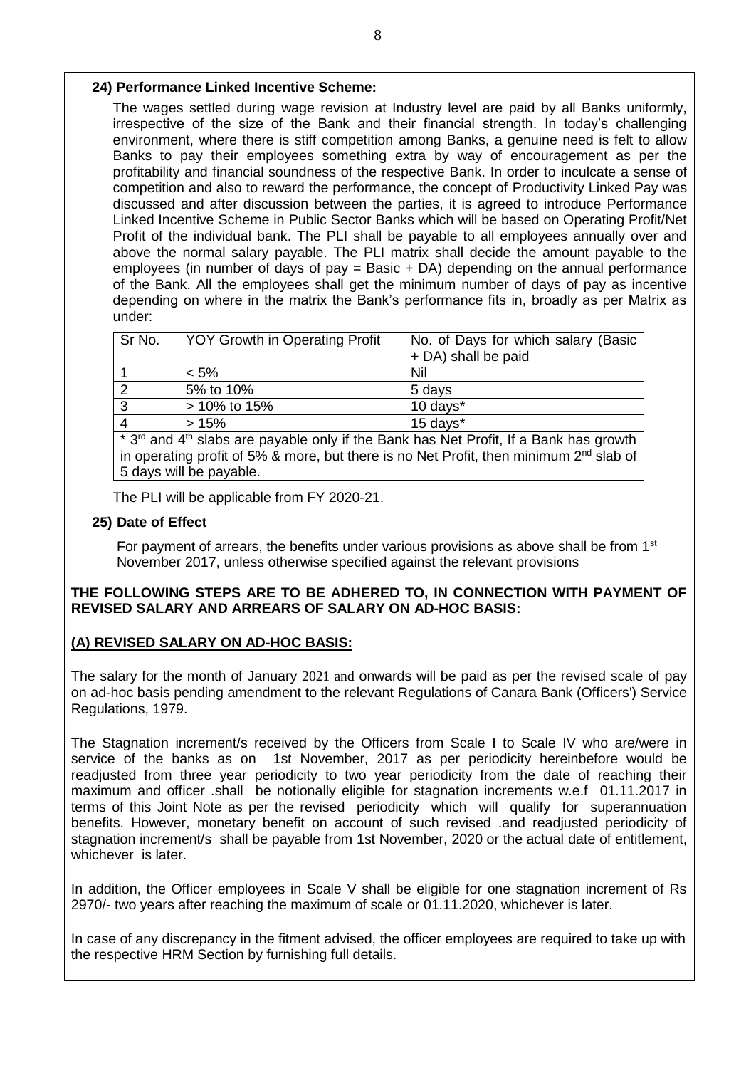**24) Performance Linked Incentive Scheme:**

The wages settled during wage revision at Industry level are paid by all Banks uniformly, irrespective of the size of the Bank and their financial strength. In today's challenging environment, where there is stiff competition among Banks, a genuine need is felt to allow Banks to pay their employees something extra by way of encouragement as per the profitability and financial soundness of the respective Bank. In order to inculcate a sense of competition and also to reward the performance, the concept of Productivity Linked Pay was discussed and after discussion between the parties, it is agreed to introduce Performance Linked Incentive Scheme in Public Sector Banks which will be based on Operating Profit/Net Profit of the individual bank. The PLI shall be payable to all employees annually over and above the normal salary payable. The PLI matrix shall decide the amount payable to the employees (in number of days of pay = Basic + DA) depending on the annual performance of the Bank. All the employees shall get the minimum number of days of pay as incentive depending on where in the matrix the Bank's performance fits in, broadly as per Matrix as under:

| Sr No. | YOY Growth in Operating Profit | No. of Days for which salary (Basic + DA) shall be paid |
|---|---|---|
| 1 | < 5% | Nil |
| 2 | 5% to 10% | 5 days |
| 3 | > 10% to 15% | 10 days* |
| 4 | > 15% | 15 days* |
| * 3rd and 4th slabs are payable only if the Bank has Net Profit, If a Bank has growth in operating profit of 5% & more, but there is no Net Profit, then minimum 2nd slab of 5 days will be payable. | | |

The PLI will be applicable from FY 2020-21.

**25) Date of Effect**

For payment of arrears, the benefits under various provisions as above shall be from 1st November 2017, unless otherwise specified against the relevant provisions

**THE FOLLOWING STEPS ARE TO BE ADHERED TO, IN CONNECTION WITH PAYMENT OF REVISED SALARY AND ARREARS OF SALARY ON AD-HOC BASIS:**

**(A) REVISED SALARY ON AD-HOC BASIS:**

The salary for the month of January 2021 and onwards will be paid as per the revised scale of pay on ad-hoc basis pending amendment to the relevant Regulations of Canara Bank (Officers') Service Regulations, 1979.

The Stagnation increment/s received by the Officers from Scale I to Scale IV who are/were in service of the banks as on 1st November, 2017 as per periodicity hereinbefore would be readjusted from three year periodicity to two year periodicity from the date of reaching their maximum and officer .shall be notionally eligible for stagnation increments w.e.f 01.11.2017 in terms of this Joint Note as per the revised periodicity which will qualify for superannuation benefits. However, monetary benefit on account of such revised .and readjusted periodicity of stagnation increment/s shall be payable from 1st November, 2020 or the actual date of entitlement, whichever is later.

In addition, the Officer employees in Scale V shall be eligible for one stagnation increment of Rs 2970/- two years after reaching the maximum of scale or 01.11.2020, whichever is later.

In case of any discrepancy in the fitment advised, the officer employees are required to take up with the respective HRM Section by furnishing full details.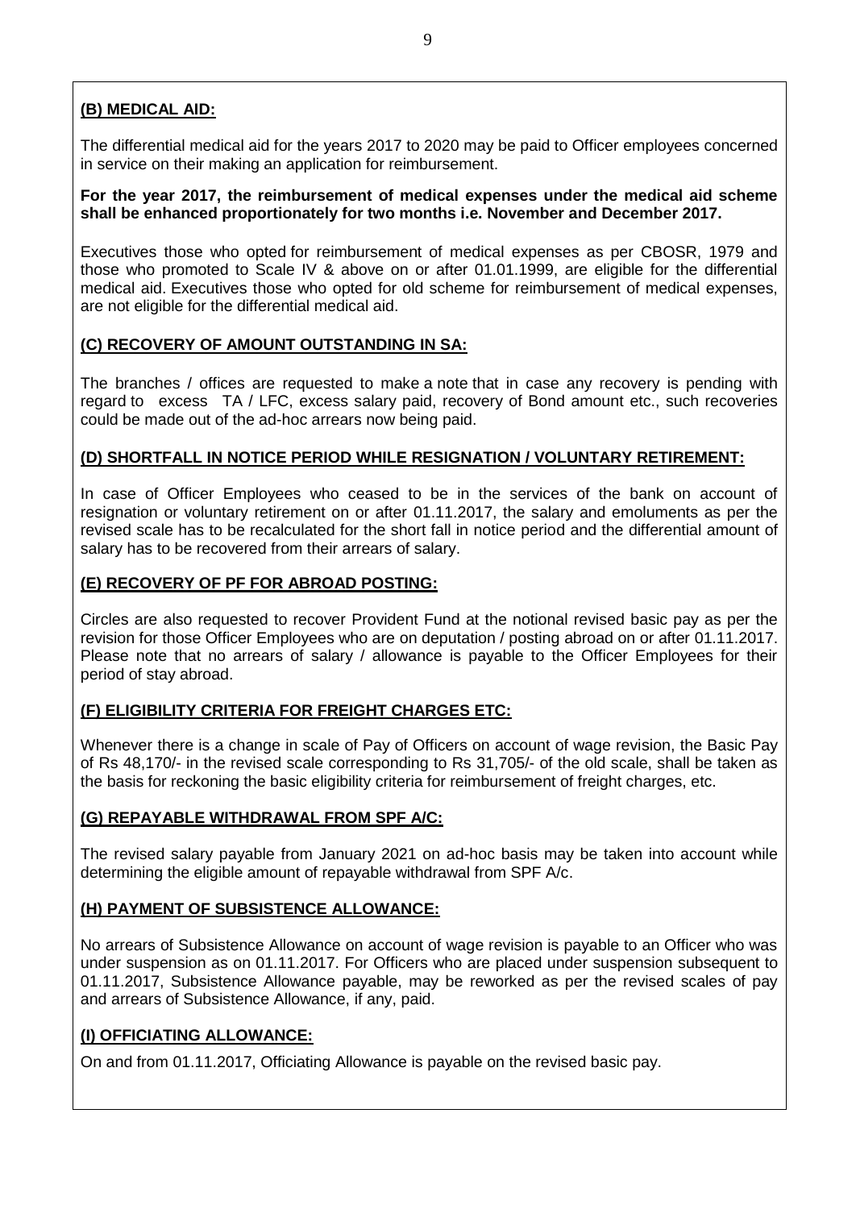**(B) MEDICAL AID:**

The differential medical aid for the years 2017 to 2020 may be paid to Officer employees concerned in service on their making an application for reimbursement.

**For the year 2017, the reimbursement of medical expenses under the medical aid scheme shall be enhanced proportionately for two months i.e. November and December 2017.**

Executives those who opted for reimbursement of medical expenses as per CBOSR, 1979 and those who promoted to Scale IV & above on or after 01.01.1999, are eligible for the differential medical aid. Executives those who opted for old scheme for reimbursement of medical expenses, are not eligible for the differential medical aid.

**(C) RECOVERY OF AMOUNT OUTSTANDING IN SA:**

The branches / offices are requested to make a note that in case any recovery is pending with regard to excess TA / LFC, excess salary paid, recovery of Bond amount etc., such recoveries could be made out of the ad-hoc arrears now being paid.

**(D) SHORTFALL IN NOTICE PERIOD WHILE RESIGNATION / VOLUNTARY RETIREMENT:**

In case of Officer Employees who ceased to be in the services of the bank on account of resignation or voluntary retirement on or after 01.11.2017, the salary and emoluments as per the revised scale has to be recalculated for the short fall in notice period and the differential amount of salary has to be recovered from their arrears of salary.

**(E) RECOVERY OF PF FOR ABROAD POSTING:**

Circles are also requested to recover Provident Fund at the notional revised basic pay as per the revision for those Officer Employees who are on deputation / posting abroad on or after 01.11.2017. Please note that no arrears of salary / allowance is payable to the Officer Employees for their period of stay abroad.

**(F) ELIGIBILITY CRITERIA FOR FREIGHT CHARGES ETC:**

Whenever there is a change in scale of Pay of Officers on account of wage revision, the Basic Pay of Rs 48,170/- in the revised scale corresponding to Rs 31,705/- of the old scale, shall be taken as the basis for reckoning the basic eligibility criteria for reimbursement of freight charges, etc.

**(G) REPAYABLE WITHDRAWAL FROM SPF A/C:**

The revised salary payable from January 2021 on ad-hoc basis may be taken into account while determining the eligible amount of repayable withdrawal from SPF A/c.

**(H) PAYMENT OF SUBSISTENCE ALLOWANCE:**

No arrears of Subsistence Allowance on account of wage revision is payable to an Officer who was under suspension as on 01.11.2017. For Officers who are placed under suspension subsequent to 01.11.2017, Subsistence Allowance payable, may be reworked as per the revised scales of pay and arrears of Subsistence Allowance, if any, paid.

**(I) OFFICIATING ALLOWANCE:**

On and from 01.11.2017, Officiating Allowance is payable on the revised basic pay.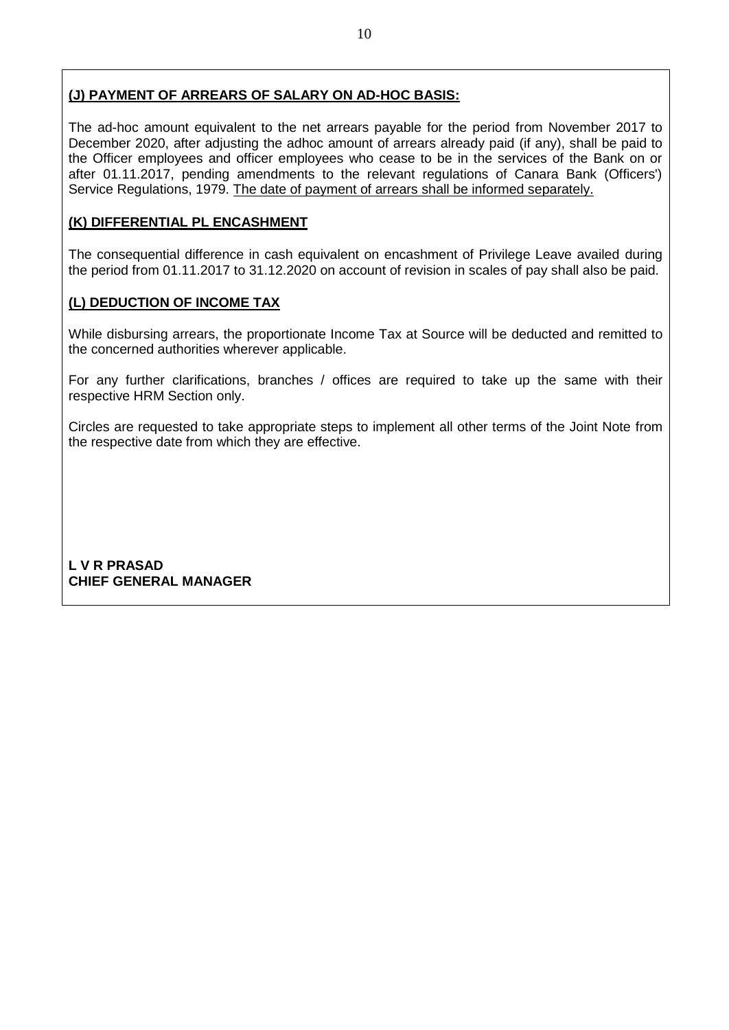**(J) PAYMENT OF ARREARS OF SALARY ON AD-HOC BASIS:**

The ad-hoc amount equivalent to the net arrears payable for the period from November 2017 to December 2020, after adjusting the adhoc amount of arrears already paid (if any), shall be paid to the Officer employees and officer employees who cease to be in the services of the Bank on or after 01.11.2017, pending amendments to the relevant regulations of Canara Bank (Officers') Service Regulations, 1979. The date of payment of arrears shall be informed separately.

**(K) DIFFERENTIAL PL ENCASHMENT**

The consequential difference in cash equivalent on encashment of Privilege Leave availed during the period from 01.11.2017 to 31.12.2020 on account of revision in scales of pay shall also be paid.

**(L) DEDUCTION OF INCOME TAX**

While disbursing arrears, the proportionate Income Tax at Source will be deducted and remitted to the concerned authorities wherever applicable.

For any further clarifications, branches / offices are required to take up the same with their respective HRM Section only.

Circles are requested to take appropriate steps to implement all other terms of the Joint Note from the respective date from which they are effective.

**L V R PRASAD**
**CHIEF GENERAL MANAGER**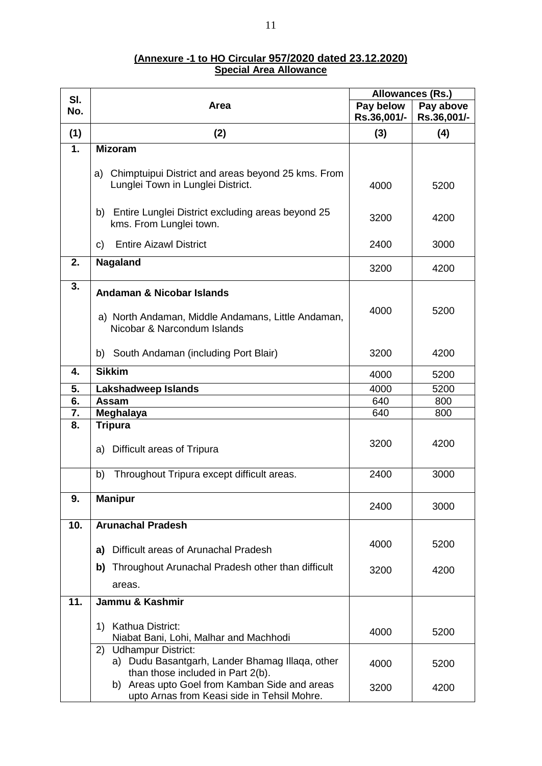**(Annexure -1 to HO Circular 957/2020 dated 23.12.2020)**
**Special Area Allowance**

| Sl. No. | Area | Allowances (Rs.) | |
|---|---|---|---|
| | | Pay below Rs.36,001/- | Pay above Rs.36,001/- |
| (1) | (2) | (3) | (4) |
| 1. | **Mizoram** | | |
| | a) Chimptuipui District and areas beyond 25 kms. From Lunglei Town in Lunglei District. | 4000 | 5200 |
| | b) Entire Lunglei District excluding areas beyond 25 kms. From Lunglei town. | 3200 | 4200 |
| | c) Entire Aizawl District | 2400 | 3000 |
| 2. | **Nagaland** | 3200 | 4200 |
| 3. | **Andaman & Nicobar Islands** | | |
| | a) North Andaman, Middle Andamans, Little Andaman, Nicobar & Narcondum Islands | 4000 | 5200 |
| | b) South Andaman (including Port Blair) | 3200 | 4200 |
| 4. | **Sikkim** | 4000 | 5200 |
| 5. | **Lakshadweep Islands** | 4000 | 5200 |
| 6. | **Assam** | 640 | 800 |
| 7. | **Meghalaya** | 640 | 800 |
| 8. | **Tripura** | | |
| | a) Difficult areas of Tripura | 3200 | 4200 |
| | b) Throughout Tripura except difficult areas. | 2400 | 3000 |
| 9. | **Manipur** | 2400 | 3000 |
| 10. | **Arunachal Pradesh** | | |
| | **a)** Difficult areas of Arunachal Pradesh | 4000 | 5200 |
| | **b)** Throughout Arunachal Pradesh other than difficult areas. | 3200 | 4200 |
| 11. | **Jammu & Kashmir** | | |
| | 1) Kathua District: Niabat Bani, Lohi, Malhar and Machhodi | 4000 | 5200 |
| | 2) Udhampur District: | | |
| | a) Dudu Basantgarh, Lander Bhamag Illaqa, other than those included in Part 2(b). | 4000 | 5200 |
| | b) Areas upto Goel from Kamban Side and areas upto Arnas from Keasi side in Tehsil Mohre. | 3200 | 4200 |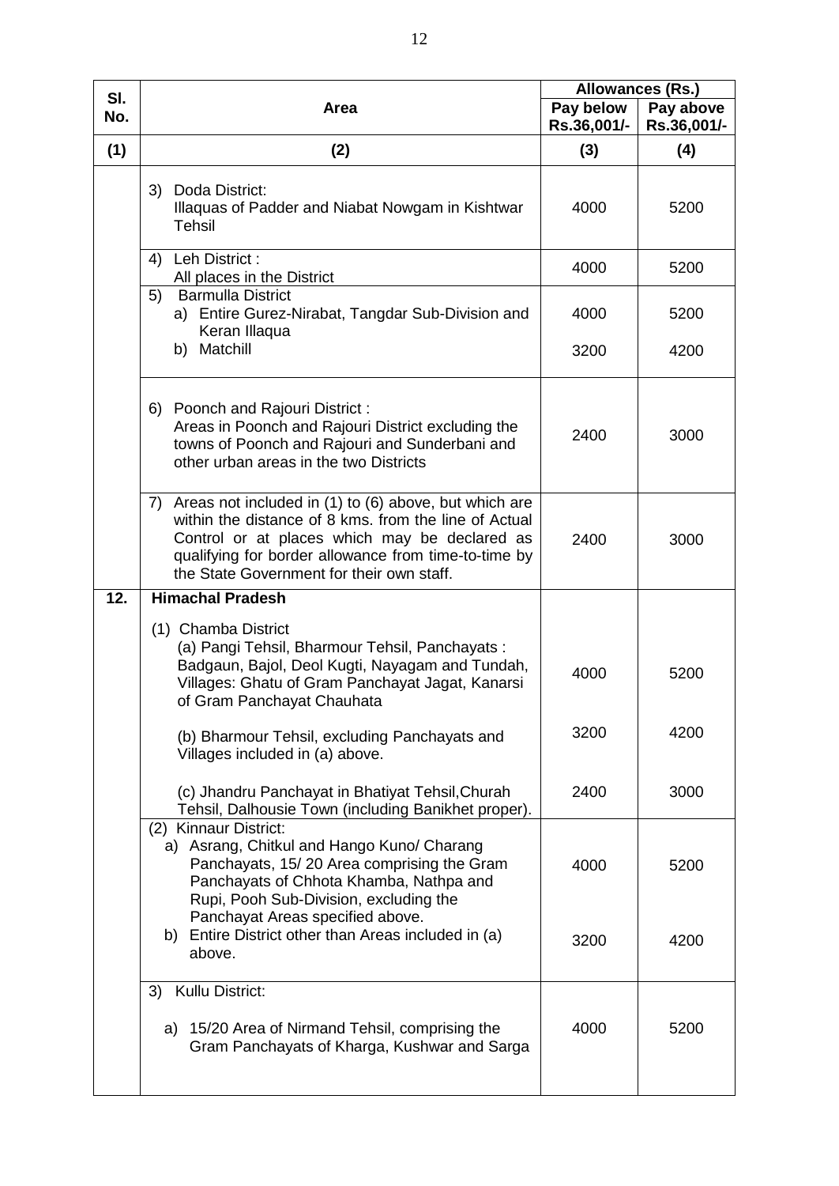| Sl. No. | Area | Allowances (Rs.) | |
|---|---|---|---|
| | | Pay below Rs.36,001/- | Pay above Rs.36,001/- |
| (1) | (2) | (3) | (4) |
| | 3) Doda District: Illaquas of Padder and Niabat Nowgam in Kishtwar Tehsil | 4000 | 5200 |
| | 4) Leh District : All places in the District | 4000 | 5200 |
| | 5) Barmulla District | | |
| | a) Entire Gurez-Nirabat, Tangdar Sub-Division and Keran Illaqua | 4000 | 5200 |
| | b) Matchill | 3200 | 4200 |
| | 6) Poonch and Rajouri District : Areas in Poonch and Rajouri District excluding the towns of Poonch and Rajouri and Sunderbani and other urban areas in the two Districts | 2400 | 3000 |
| | 7) Areas not included in (1) to (6) above, but which are within the distance of 8 kms. from the line of Actual Control or at places which may be declared as qualifying for border allowance from time-to-time by the State Government for their own staff. | 2400 | 3000 |
| 12. | **Himachal Pradesh** | | |
| | (1) Chamba District | | |
| | (a) Pangi Tehsil, Bharmour Tehsil, Panchayats : Badgaun, Bajol, Deol Kugti, Nayagam and Tundah, Villages: Ghatu of Gram Panchayat Jagat, Kanarsi of Gram Panchayat Chauhata | 4000 | 5200 |
| | (b) Bharmour Tehsil, excluding Panchayats and Villages included in (a) above. | 3200 | 4200 |
| | (c) Jhandru Panchayat in Bhatiyat Tehsil,Churah Tehsil, Dalhousie Town (including Banikhet proper). | 2400 | 3000 |
| | (2) Kinnaur District: | | |
| | a) Asrang, Chitkul and Hango Kuno/ Charang Panchayats, 15/ 20 Area comprising the Gram Panchayats of Chhota Khamba, Nathpa and Rupi, Pooh Sub-Division, excluding the Panchayat Areas specified above. | 4000 | 5200 |
| | b) Entire District other than Areas included in (a) above. | 3200 | 4200 |
| | 3) Kullu District: | | |
| | a) 15/20 Area of Nirmand Tehsil, comprising the Gram Panchayats of Kharga, Kushwar and Sarga | 4000 | 5200 |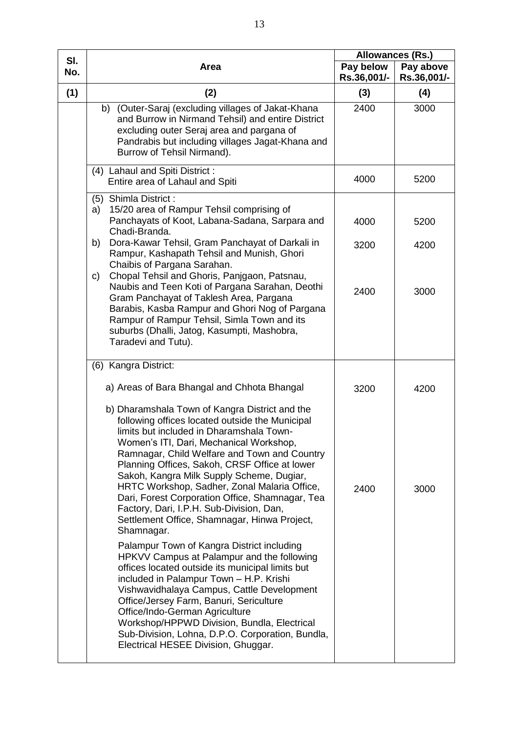| Sl. No. | Area | Allowances (Rs.) | |
|---|---|---|---|
| | | Pay below Rs.36,001/- | Pay above Rs.36,001/- |
| (1) | (2) | (3) | (4) |
| | b) (Outer-Saraj (excluding villages of Jakat-Khana and Burrow in Nirmand Tehsil) and entire District excluding outer Seraj area and pargana of Pandrabis but including villages Jagat-Khana and Burrow of Tehsil Nirmand). | 2400 | 3000 |
| | (4) Lahaul and Spiti District : Entire area of Lahaul and Spiti | 4000 | 5200 |
| | (5) Shimla District : | | |
| | a) 15/20 area of Rampur Tehsil comprising of Panchayats of Koot, Labana-Sadana, Sarpara and Chadi-Branda. | 4000 | 5200 |
| | b) Dora-Kawar Tehsil, Gram Panchayat of Darkali in Rampur, Kashapath Tehsil and Munish, Ghori Chaibis of Pargana Sarahan. | 3200 | 4200 |
| | c) Chopal Tehsil and Ghoris, Panjgaon, Patsnau, Naubis and Teen Koti of Pargana Sarahan, Deothi Gram Panchayat of Taklesh Area, Pargana Barabis, Kasba Rampur and Ghori Nog of Pargana Rampur of Rampur Tehsil, Simla Town and its suburbs (Dhalli, Jatog, Kasumpti, Mashobra, Taradevi and Tutu). | 2400 | 3000 |
| | (6) Kangra District: | | |
| | a) Areas of Bara Bhangal and Chhota Bhangal | 3200 | 4200 |
| | b) Dharamshala Town of Kangra District and the following offices located outside the Municipal limits but included in Dharamshala Town- Women's ITI, Dari, Mechanical Workshop, Ramnagar, Child Welfare and Town and Country Planning Offices, Sakoh, CRSF Office at lower Sakoh, Kangra Milk Supply Scheme, Dugiar, HRTC Workshop, Sadher, Zonal Malaria Office, Dari, Forest Corporation Office, Shamnagar, Tea Factory, Dari, I.P.H. Sub-Division, Dan, Settlement Office, Shamnagar, Hinwa Project, Shamnagar. Palampur Town of Kangra District including HPKVV Campus at Palampur and the following offices located outside its municipal limits but included in Palampur Town – H.P. Krishi Vishwavidhalaya Campus, Cattle Development Office/Jersey Farm, Banuri, Sericulture Office/Indo-German Agriculture Workshop/HPPWD Division, Bundla, Electrical Sub-Division, Lohna, D.P.O. Corporation, Bundla, Electrical HESEE Division, Ghuggar. | 2400 | 3000 |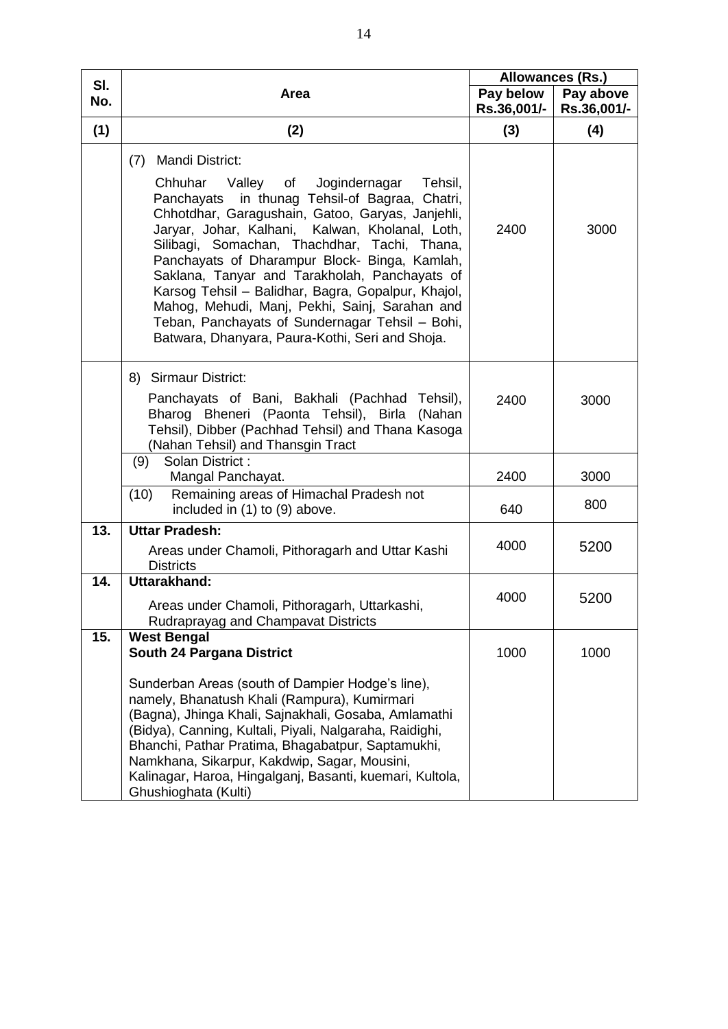| Sl. No. | Area | Allowances (Rs.) | |
|---|---|---|---|
| | | Pay below Rs.36,001/- | Pay above Rs.36,001/- |
| (1) | (2) | (3) | (4) |
| | (7) Mandi District: Chhuhar Valley of Jogindernagar Tehsil, Panchayats in thunag Tehsil-of Bagraa, Chatri, Chhotdhar, Garagushain, Gatoo, Garyas, Janjehli, Jaryar, Johar, Kalhani, Kalwan, Kholanal, Loth, Silibagi, Somachan, Thachdhar, Tachi, Thana, Panchayats of Dharampur Block- Binga, Kamlah, Saklana, Tanyar and Tarakholah, Panchayats of Karsog Tehsil – Balidhar, Bagra, Gopalpur, Khajol, Mahog, Mehudi, Manj, Pekhi, Sainj, Sarahan and Teban, Panchayats of Sundernagar Tehsil – Bohi, Batwara, Dhanyara, Paura-Kothi, Seri and Shoja. | 2400 | 3000 |
| | 8) Sirmaur District: Panchayats of Bani, Bakhali (Pachhad Tehsil), Bharog Bheneri (Paonta Tehsil), Birla (Nahan Tehsil), Dibber (Pachhad Tehsil) and Thana Kasoga (Nahan Tehsil) and Thansgin Tract | 2400 | 3000 |
| | (9) Solan District : Mangal Panchayat. | 2400 | 3000 |
| | (10) Remaining areas of Himachal Pradesh not included in (1) to (9) above. | 640 | 800 |
| 13. | **Uttar Pradesh:** Areas under Chamoli, Pithoragarh and Uttar Kashi Districts | 4000 | 5200 |
| 14. | **Uttarakhand:** Areas under Chamoli, Pithoragarh, Uttarkashi, Rudraprayag and Champavat Districts | 4000 | 5200 |
| 15. | **West Bengal** **South 24 Pargana District** Sunderban Areas (south of Dampier Hodge's line), namely, Bhanatush Khali (Rampura), Kumirmari (Bagna), Jhinga Khali, Sajnakhali, Gosaba, Amlamathi (Bidya), Canning, Kultali, Piyali, Nalgaraha, Raidighi, Bhanchi, Pathar Pratima, Bhagabatpur, Saptamukhi, Namkhana, Sikarpur, Kakdwip, Sagar, Mousini, Kalinagar, Haroa, Hingalganj, Basanti, kuemari, Kultola, Ghushioghata (Kulti) | 1000 | 1000 |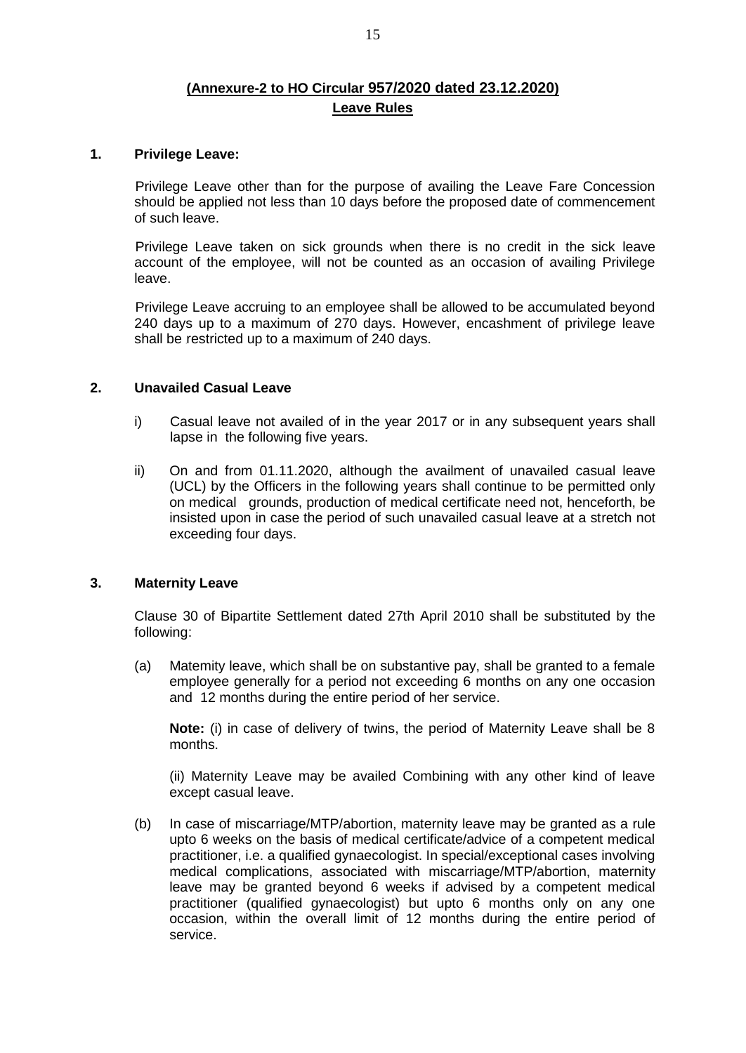## (Annexure-2 to HO Circular 957/2020 dated 23.12.2020)

## Leave Rules

### 1. Privilege Leave:

Privilege Leave other than for the purpose of availing the Leave Fare Concession should be applied not less than 10 days before the proposed date of commencement of such leave.

Privilege Leave taken on sick grounds when there is no credit in the sick leave account of the employee, will not be counted as an occasion of availing Privilege leave.

Privilege Leave accruing to an employee shall be allowed to be accumulated beyond 240 days up to a maximum of 270 days. However, encashment of privilege leave shall be restricted up to a maximum of 240 days.

### 2. Unavailed Casual Leave

i) Casual leave not availed of in the year 2017 or in any subsequent years shall lapse in the following five years.

ii) On and from 01.11.2020, although the availment of unavailed casual leave (UCL) by the Officers in the following years shall continue to be permitted only on medical grounds, production of medical certificate need not, henceforth, be insisted upon in case the period of such unavailed casual leave at a stretch not exceeding four days.

### 3. Maternity Leave

Clause 30 of Bipartite Settlement dated 27th April 2010 shall be substituted by the following:

(a) Maternity leave, which shall be on substantive pay, shall be granted to a female employee generally for a period not exceeding 6 months on any one occasion and 12 months during the entire period of her service.

**Note:** (i) in case of delivery of twins, the period of Maternity Leave shall be 8 months.

(ii) Maternity Leave may be availed Combining with any other kind of leave except casual leave.

(b) In case of miscarriage/MTP/abortion, maternity leave may be granted as a rule upto 6 weeks on the basis of medical certificate/advice of a competent medical practitioner, i.e. a qualified gynaecologist. In special/exceptional cases involving medical complications, associated with miscarriage/MTP/abortion, maternity leave may be granted beyond 6 weeks if advised by a competent medical practitioner (qualified gynaecologist) but upto 6 months only on any one occasion, within the overall limit of 12 months during the entire period of service.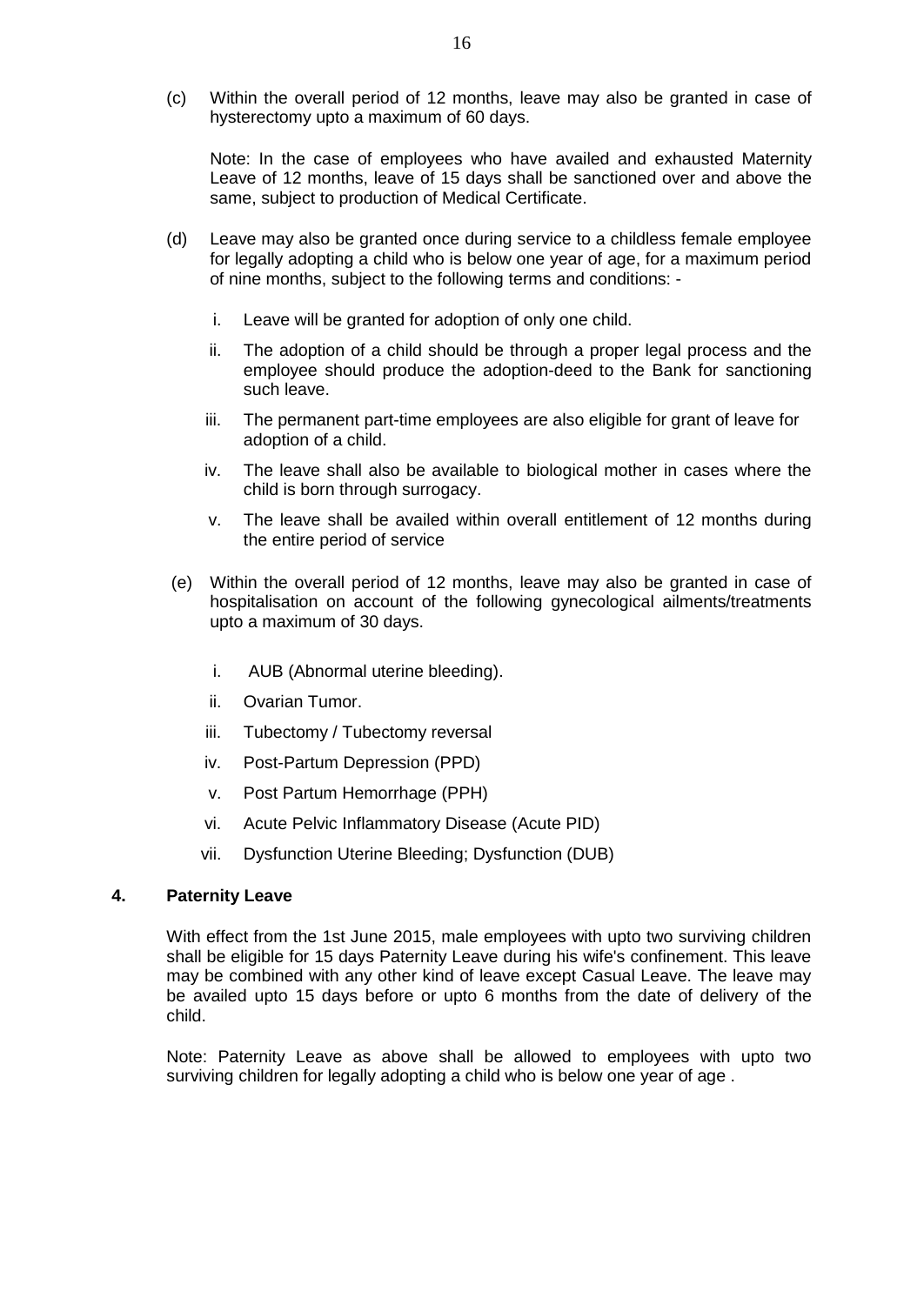(c) Within the overall period of 12 months, leave may also be granted in case of hysterectomy upto a maximum of 60 days.

Note: In the case of employees who have availed and exhausted Maternity Leave of 12 months, leave of 15 days shall be sanctioned over and above the same, subject to production of Medical Certificate.

(d) Leave may also be granted once during service to a childless female employee for legally adopting a child who is below one year of age, for a maximum period of nine months, subject to the following terms and conditions: -

i. Leave will be granted for adoption of only one child.

ii. The adoption of a child should be through a proper legal process and the employee should produce the adoption-deed to the Bank for sanctioning such leave.

iii. The permanent part-time employees are also eligible for grant of leave for adoption of a child.

iv. The leave shall also be available to biological mother in cases where the child is born through surrogacy.

v. The leave shall be availed within overall entitlement of 12 months during the entire period of service

(e) Within the overall period of 12 months, leave may also be granted in case of hospitalisation on account of the following gynecological ailments/treatments upto a maximum of 30 days.

i. AUB (Abnormal uterine bleeding).

ii. Ovarian Tumor.

iii. Tubectomy / Tubectomy reversal

iv. Post-Partum Depression (PPD)

v. Post Partum Hemorrhage (PPH)

vi. Acute Pelvic Inflammatory Disease (Acute PID)

vii. Dysfunction Uterine Bleeding; Dysfunction (DUB)

## 4. Paternity Leave

With effect from the 1st June 2015, male employees with upto two surviving children shall be eligible for 15 days Paternity Leave during his wife's confinement. This leave may be combined with any other kind of leave except Casual Leave. The leave may be availed upto 15 days before or upto 6 months from the date of delivery of the child.

Note: Paternity Leave as above shall be allowed to employees with upto two surviving children for legally adopting a child who is below one year of age .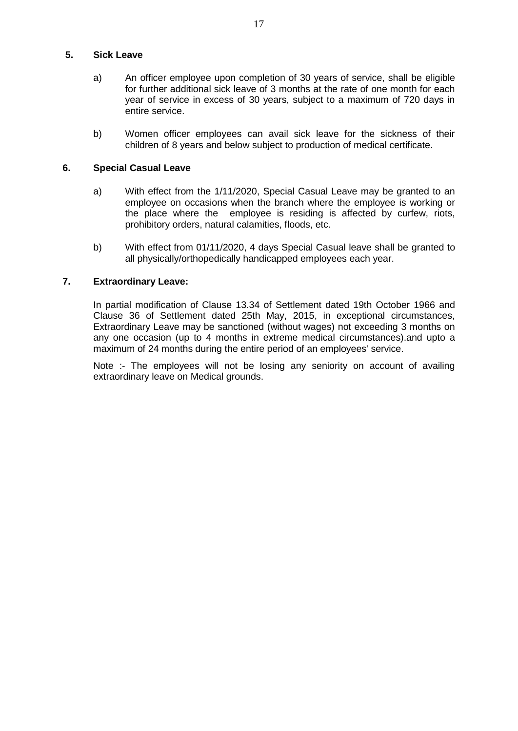**5. Sick Leave**

a) An officer employee upon completion of 30 years of service, shall be eligible for further additional sick leave of 3 months at the rate of one month for each year of service in excess of 30 years, subject to a maximum of 720 days in entire service.

b) Women officer employees can avail sick leave for the sickness of their children of 8 years and below subject to production of medical certificate.

**6. Special Casual Leave**

a) With effect from the 1/11/2020, Special Casual Leave may be granted to an employee on occasions when the branch where the employee is working or the place where the employee is residing is affected by curfew, riots, prohibitory orders, natural calamities, floods, etc.

b) With effect from 01/11/2020, 4 days Special Casual leave shall be granted to all physically/orthopedically handicapped employees each year.

**7. Extraordinary Leave:**

In partial modification of Clause 13.34 of Settlement dated 19th October 1966 and Clause 36 of Settlement dated 25th May, 2015, in exceptional circumstances, Extraordinary Leave may be sanctioned (without wages) not exceeding 3 months on any one occasion (up to 4 months in extreme medical circumstances).and upto a maximum of 24 months during the entire period of an employees' service.

Note :- The employees will not be losing any seniority on account of availing extraordinary leave on Medical grounds.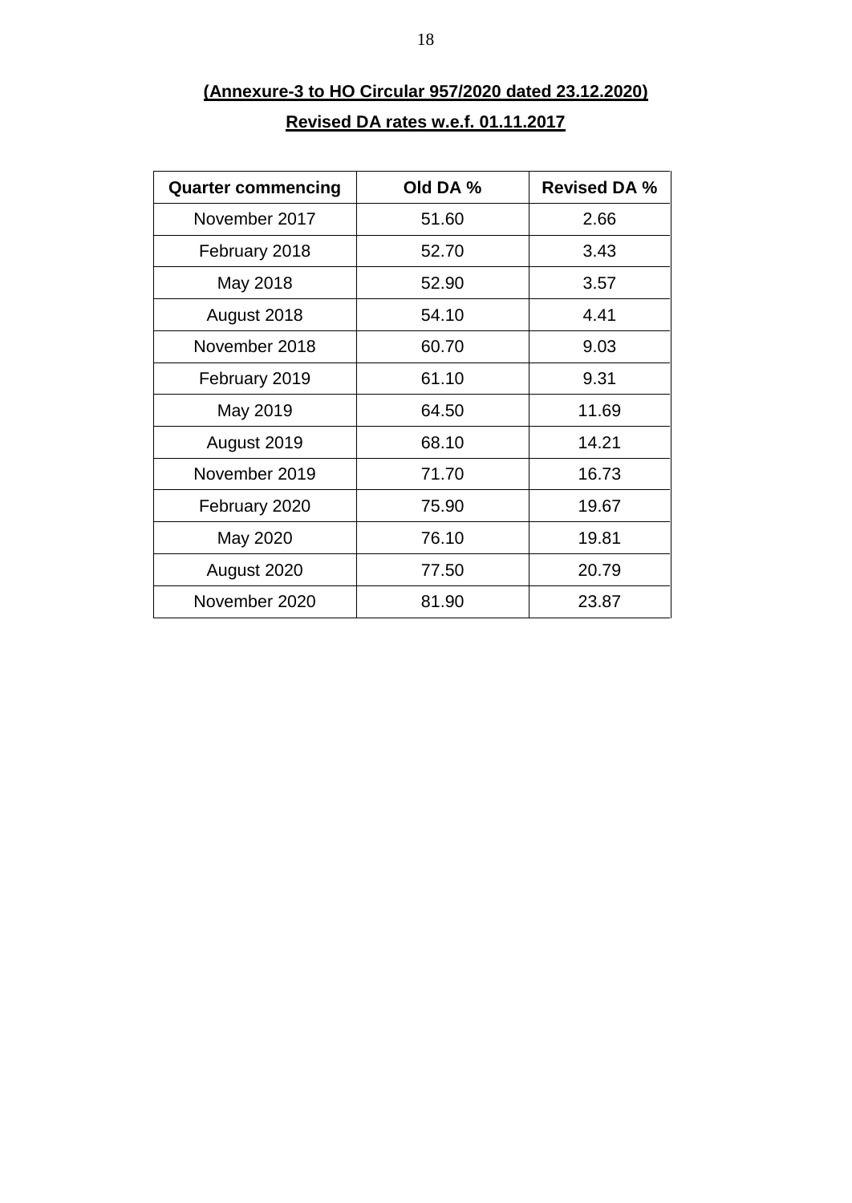**(Annexure-3 to HO Circular 957/2020 dated 23.12.2020)**

**Revised DA rates w.e.f. 01.11.2017**

| Quarter commencing | Old DA % | Revised DA % |
|---|---|---|
| November 2017 | 51.60 | 2.66 |
| February 2018 | 52.70 | 3.43 |
| May 2018 | 52.90 | 3.57 |
| August 2018 | 54.10 | 4.41 |
| November 2018 | 60.70 | 9.03 |
| February 2019 | 61.10 | 9.31 |
| May 2019 | 64.50 | 11.69 |
| August 2019 | 68.10 | 14.21 |
| November 2019 | 71.70 | 16.73 |
| February 2020 | 75.90 | 19.67 |
| May 2020 | 76.10 | 19.81 |
| August 2020 | 77.50 | 20.79 |
| November 2020 | 81.90 | 23.87 |